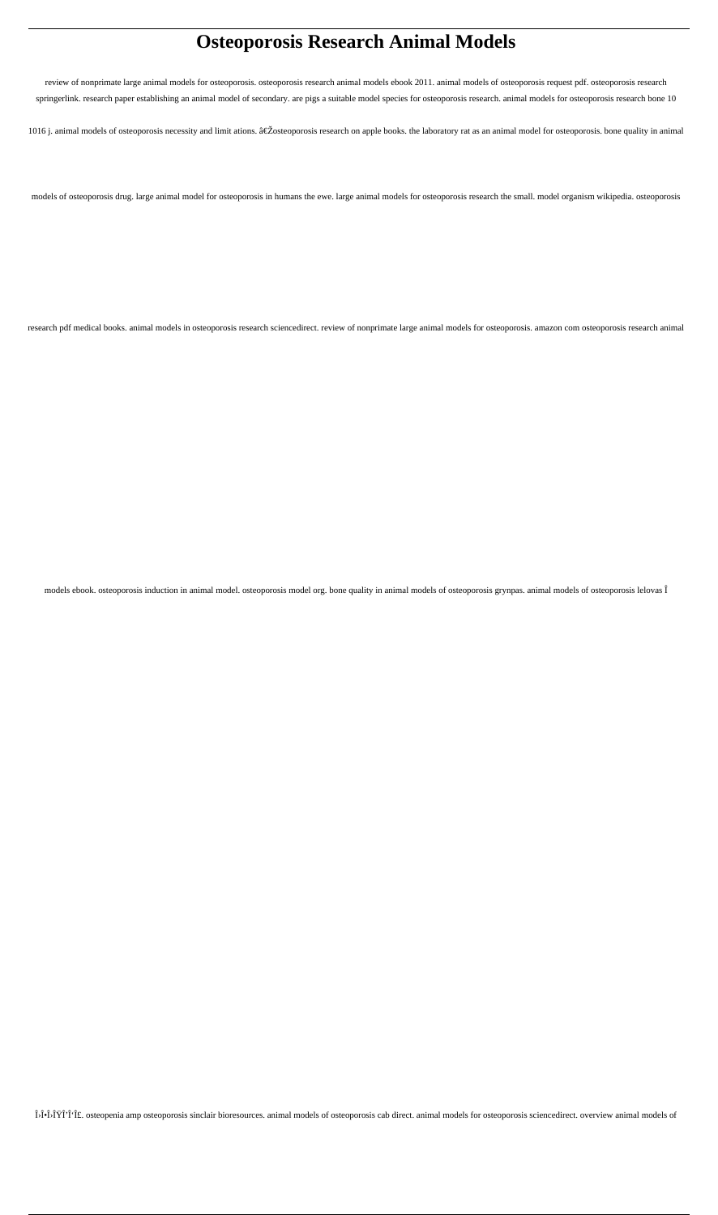# Osteoporosis Research Animal Models

review of nonprimate large animal models for osteoporosis. osteoporosis research animal models ebook 2011. animal models of osteoporosis request pdf. osteoporosis research springerlink. research paper establishing an animal model of secondary. are pigs a suitable model species for osteoporosis research. animal models for osteoporosis research bone 10 1016 j. animal models of osteoporosis necessity and limit ations. â€Žosteoporosis research on apple books. the laboratory rat as an animal model for osteoporosis. bone quality in animal models of osteoporosis drug. large animal model for osteoporosis in humans the ewe. large animal models for osteoporosis research the small. model organism wikipedia. osteoporosis research pdf medical books. animal models in osteoporosis research sciencedirect. review of nonprimate large animal models for osteoporosis. amazon com osteoporosis research animal models ebook. osteoporosis induction in animal model. osteoporosis model org. bone quality in animal models of osteoporosis grynpas. animal models of osteoporosis lelovas Î Î›Î•Î›ÎŸÎ'Î'Î£. osteopenia amp osteoporosis sinclair bioresources. animal models of osteoporosis cab direct. animal models for osteoporosis sciencedirect. overview animal models of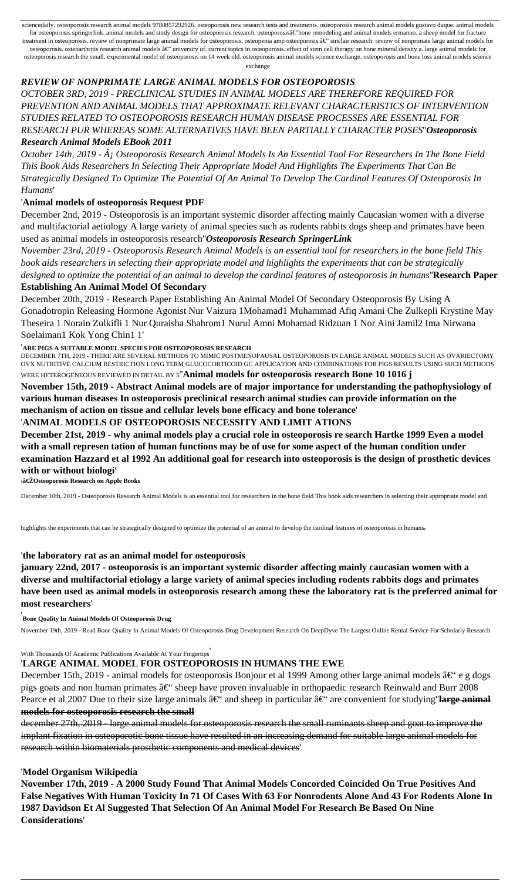sciencedaily. osteoporosis research animal models 9780857292926. osteoporosis new research tests and treatments. osteoporosis research animal models gustavo duque. animal models for osteoporosis springerlink. animal models and study design for osteoporosis research. osteoporosisâ€"bone remodeling and animal models ermanno. a sheep model for fracture treatment in osteoporosis. review of nonprimate large animal models for osteoporosis. osteopenia amp osteoporosis â€" sinclair research. review of nonprimate large animal models for osteoporosis. osteoarthritis research animal models â€" university of. current topics in osteoporosis. effect of stem cell therapy on bone mineral density a. large animal models for osteoporosis research the small. experimental model of osteoporosis on 14 week old. osteoporosis animal models science exchange. osteoporosis and bone loss animal models science exchange

## *REVIEW OF NONPRIMATE LARGE ANIMAL MODELS FOR OSTEOPOROSIS*

*OCTOBER 3RD, 2019 - PRECLINICAL STUDIES IN ANIMAL MODELS ARE THEREFORE REQUIRED FOR PREVENTION AND ANIMAL MODELS THAT APPROXIMATE RELEVANT CHARACTERISTICS OF INTERVENTION STUDIES RELATED TO OSTEOPOROSIS RESEARCH HUMAN DISEASE PROCESSES ARE ESSENTIAL FOR RESEARCH PUR WHEREAS SOME ALTERNATIVES HAVE BEEN PARTIALLY CHARACTER POSES*''***Osteoporosis Research Animal Models EBook 2011***

*October 14th, 2019 - Â¡ Osteoporosis Research Animal Models Is An Essential Tool For Researchers In The Bone Field This Book Aids Researchers In Selecting Their Appropriate Model And Highlights The Experiments That Can Be Strategically Designed To Optimize The Potential Of An Animal To Develop The Cardinal Features Of Osteoporosis In Humans*'

'**Animal models of osteoporosis Request PDF**

December 2nd, 2019 - Osteoporosis is an important systemic disorder affecting mainly Caucasian women with a diverse and multifactorial aetiology A large variety of animal species such as rodents rabbits dogs sheep and primates have been used as animal models in osteoporosis research''***Osteoporosis Research SpringerLink***

*November 23rd, 2019 - Osteoporosis Research Animal Models is an essential tool for researchers in the bone field This book aids researchers in selecting their appropriate model and highlights the experiments that can be strategically designed to optimize the potential of an animal to develop the cardinal features of osteoporosis in humans*''**Research Paper Establishing An Animal Model Of Secondary**

December 20th, 2019 - Research Paper Establishing An Animal Model Of Secondary Osteoporosis By Using A Gonadotropin Releasing Hormone Agonist Nur Vaizura 1Mohamad1 Muhammad Afiq Amani Che Zulkepli Krystine May Theseira 1 Norain Zulkifli 1 Nur Quraisha Shahrom1 Nurul Amni Mohamad Ridzuan 1 Nor Aini Jamil2 Ima Nirwana Soelaiman1 Kok Yong Chin1 1'

'**ARE PIGS A SUITABLE MODEL SPECIES FOR OSTEOPOROSIS RESEARCH**

DECEMBER 7TH, 2019 - THERE ARE SEVERAL METHODS TO MIMIC POSTMENOPAUSAL OSTEOPOROSIS IN LARGE ANIMAL MODELS SUCH AS OVARIECTOMY OVX NUTRITIVE CALCIUM RESTRICTION LONG TERM GLUCOCORTICOID GC APPLICATION AND COMBINATIONS FOR PIGS RESULTS USING SUCH METHODS WERE HETEROGENEOUS REVIEWED IN DETAIL BY 5''**Animal models for osteoporosis research Bone 10 1016 j**

**November 15th, 2019 - Abstract Animal models are of major importance for understanding the pathophysiology of various human diseases In osteoporosis preclinical research animal studies can provide information on the mechanism of action on tissue and cellular levels bone efficacy and bone tolerance**'

'**ANIMAL MODELS OF OSTEOPOROSIS NECESSITY AND LIMIT ATIONS**

**December 21st, 2019 - why animal models play a crucial role in osteoporosis re search Hartke 1999 Even a model with a small represen tation of human functions may be of use for some aspect of the human condition under examination Hazzard et al 1992 An additional goal for research into osteoporosis is the design of prosthetic devices with or without biologi**'

'**â€ŽOsteoporosis Research on Apple Books**

December 10th, 2019 - Osteoporosis Research Animal Models is an essential tool for researchers in the bone field This book aids researchers in selecting their appropriate model and highlights the experiments that can be strategically designed to optimize the potential of an animal to develop the cardinal features of osteoporosis in humans'

'**the laboratory rat as an animal model for osteoporosis**

**january 22nd, 2017 - osteoporosis is an important systemic disorder affecting mainly caucasian women with a diverse and multifactorial etiology a large variety of animal species including rodents rabbits dogs and primates have been used as animal models in osteoporosis research among these the laboratory rat is the preferred animal for most researchers**'

'**Bone Quality In Animal Models Of Osteoporosis Drug**

November 19th, 2019 - Read Bone Quality In Animal Models Of Osteoporosis Drug Development Research On DeepDyve The Largest Online Rental Service For Scholarly Research With Thousands Of Academic Publications Available At Your Fingertips'

'**LARGE ANIMAL MODEL FOR OSTEOPOROSIS IN HUMANS THE EWE**

December 15th, 2019 - animal models for osteoporosis Bonjour et al 1999 Among other large animal models â€" e g dogs pigs goats and non human primates â€" sheep have proven invaluable in orthopaedic research Reinwald and Burr 2008 Pearce et al 2007 Due to their size large animals â€" and sheep in particular â€" are convenient for studying''**~~large animal models for osteoporosis research the small~~**

~~december 27th, 2019 - large animal models for osteoporosis research the small ruminants sheep and goat to improve the implant fixation in osteoporotic bone tissue have resulted in an increasing demand for suitable large animal models for research within biomaterials prosthetic components and medical devices~~'

'**Model Organism Wikipedia**

**November 17th, 2019 - A 2000 Study Found That Animal Models Concorded Coincided On True Positives And False Negatives With Human Toxicity In 71 Of Cases With 63 For Nonrodents Alone And 43 For Rodents Alone In 1987 Davidson Et Al Suggested That Selection Of An Animal Model For Research Be Based On Nine Considerations**'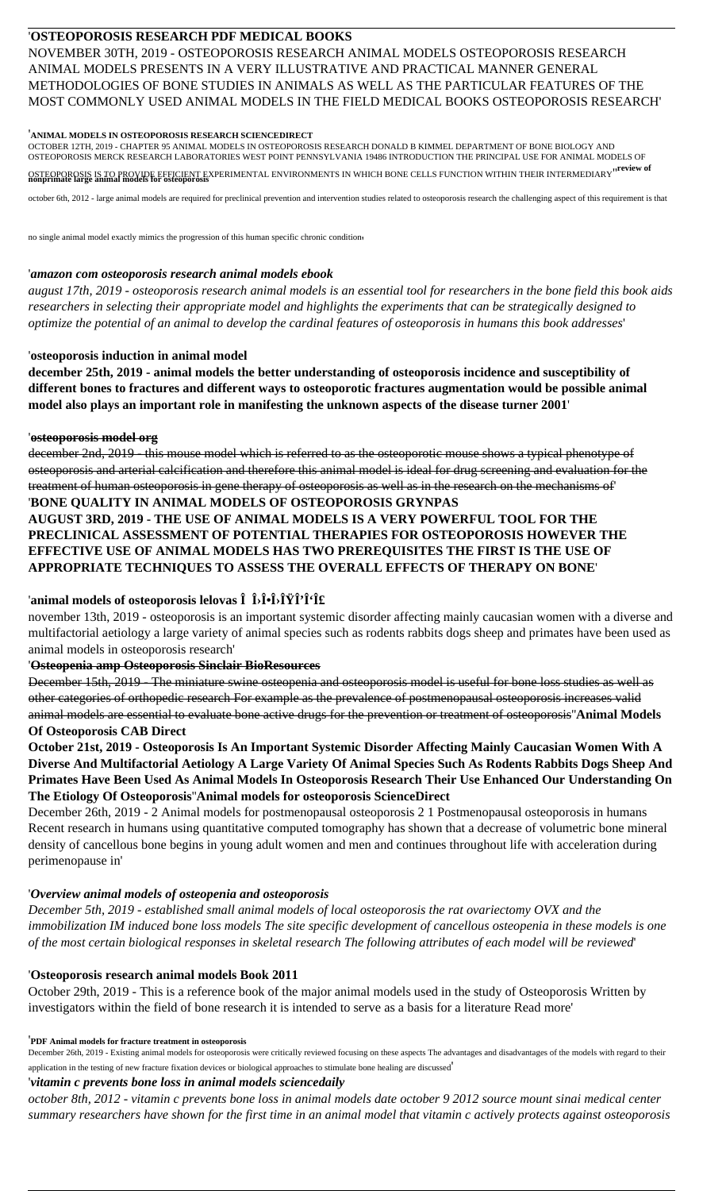'**OSTEOPOROSIS RESEARCH PDF MEDICAL BOOKS**

NOVEMBER 30TH, 2019 - OSTEOPOROSIS RESEARCH ANIMAL MODELS OSTEOPOROSIS RESEARCH ANIMAL MODELS PRESENTS IN A VERY ILLUSTRATIVE AND PRACTICAL MANNER GENERAL METHODOLOGIES OF BONE STUDIES IN ANIMALS AS WELL AS THE PARTICULAR FEATURES OF THE MOST COMMONLY USED ANIMAL MODELS IN THE FIELD MEDICAL BOOKS OSTEOPOROSIS RESEARCH'

'**ANIMAL MODELS IN OSTEOPOROSIS RESEARCH SCIENCEDIRECT**

OCTOBER 12TH, 2019 - CHAPTER 95 ANIMAL MODELS IN OSTEOPOROSIS RESEARCH DONALD B KIMMEL DEPARTMENT OF BONE BIOLOGY AND OSTEOPOROSIS MERCK RESEARCH LABORATORIES WEST POINT PENNSYLVANIA 19486 INTRODUCTION THE PRINCIPAL USE FOR ANIMAL MODELS OF OSTEOPOROSIS IS TO PROVIDE EFFICIENT EXPERIMENTAL ENVIRONMENTS IN WHICH BONE CELLS FUNCTION WITHIN THEIR INTERMEDIARY''**review of nonprimate large animal models for osteoporosis**

october 6th, 2012 - large animal models are required for preclinical prevention and intervention studies related to osteoporosis research the challenging aspect of this requirement is that no single animal model exactly mimics the progression of this human specific chronic condition'

'*amazon com osteoporosis research animal models ebook*

*august 17th, 2019 - osteoporosis research animal models is an essential tool for researchers in the bone field this book aids researchers in selecting their appropriate model and highlights the experiments that can be strategically designed to optimize the potential of an animal to develop the cardinal features of osteoporosis in humans this book addresses*'

'**osteoporosis induction in animal model**

**december 25th, 2019 - animal models the better understanding of osteoporosis incidence and susceptibility of different bones to fractures and different ways to osteoporotic fractures augmentation would be possible animal model also plays an important role in manifesting the unknown aspects of the disease turner 2001**'

'**osteoporosis model org**

december 2nd, 2019 - this mouse model which is referred to as the osteoporotic mouse shows a typical phenotype of osteoporosis and arterial calcification and therefore this animal model is ideal for drug screening and evaluation for the treatment of human osteoporosis in gene therapy of osteoporosis as well as in the research on the mechanisms of'

'**BONE QUALITY IN ANIMAL MODELS OF OSTEOPOROSIS GRYNPAS**

**AUGUST 3RD, 2019 - THE USE OF ANIMAL MODELS IS A VERY POWERFUL TOOL FOR THE PRECLINICAL ASSESSMENT OF POTENTIAL THERAPIES FOR OSTEOPOROSIS HOWEVER THE EFFECTIVE USE OF ANIMAL MODELS HAS TWO PREREQUISITES THE FIRST IS THE USE OF APPROPRIATE TECHNIQUES TO ASSESS THE OVERALL EFFECTS OF THERAPY ON BONE**'

'**animal models of osteoporosis lelovas Î Î›Î•Î›ÎŸÎ'Î'Î£**

november 13th, 2019 - osteoporosis is an important systemic disorder affecting mainly caucasian women with a diverse and multifactorial aetiology a large variety of animal species such as rodents rabbits dogs sheep and primates have been used as animal models in osteoporosis research'

'**Osteopenia amp Osteoporosis Sinclair BioResources**

December 15th, 2019 - The miniature swine osteopenia and osteoporosis model is useful for bone loss studies as well as other categories of orthopedic research For example as the prevalence of postmenopausal osteoporosis increases valid animal models are essential to evaluate bone active drugs for the prevention or treatment of osteoporosis''**Animal Models Of Osteoporosis CAB Direct**

**October 21st, 2019 - Osteoporosis Is An Important Systemic Disorder Affecting Mainly Caucasian Women With A Diverse And Multifactorial Aetiology A Large Variety Of Animal Species Such As Rodents Rabbits Dogs Sheep And Primates Have Been Used As Animal Models In Osteoporosis Research Their Use Enhanced Our Understanding On The Etiology Of Osteoporosis**''**Animal models for osteoporosis ScienceDirect**

December 26th, 2019 - 2 Animal models for postmenopausal osteoporosis 2 1 Postmenopausal osteoporosis in humans Recent research in humans using quantitative computed tomography has shown that a decrease of volumetric bone mineral density of cancellous bone begins in young adult women and men and continues throughout life with acceleration during perimenopause in'

'*Overview animal models of osteopenia and osteoporosis*

*December 5th, 2019 - established small animal models of local osteoporosis the rat ovariectomy OVX and the immobilization IM induced bone loss models The site specific development of cancellous osteopenia in these models is one of the most certain biological responses in skeletal research The following attributes of each model will be reviewed*'

'**Osteoporosis research animal models Book 2011**

October 29th, 2019 - This is a reference book of the major animal models used in the study of Osteoporosis Written by investigators within the field of bone research it is intended to serve as a basis for a literature Read more'

'**PDF Animal models for fracture treatment in osteoporosis**

December 26th, 2019 - Existing animal models for osteoporosis were critically reviewed focusing on these aspects The advantages and disadvantages of the models with regard to their application in the testing of new fracture fixation devices or biological approaches to stimulate bone healing are discussed'

'*vitamin c prevents bone loss in animal models sciencedaily*

*october 8th, 2012 - vitamin c prevents bone loss in animal models date october 9 2012 source mount sinai medical center summary researchers have shown for the first time in an animal model that vitamin c actively protects against osteoporosis*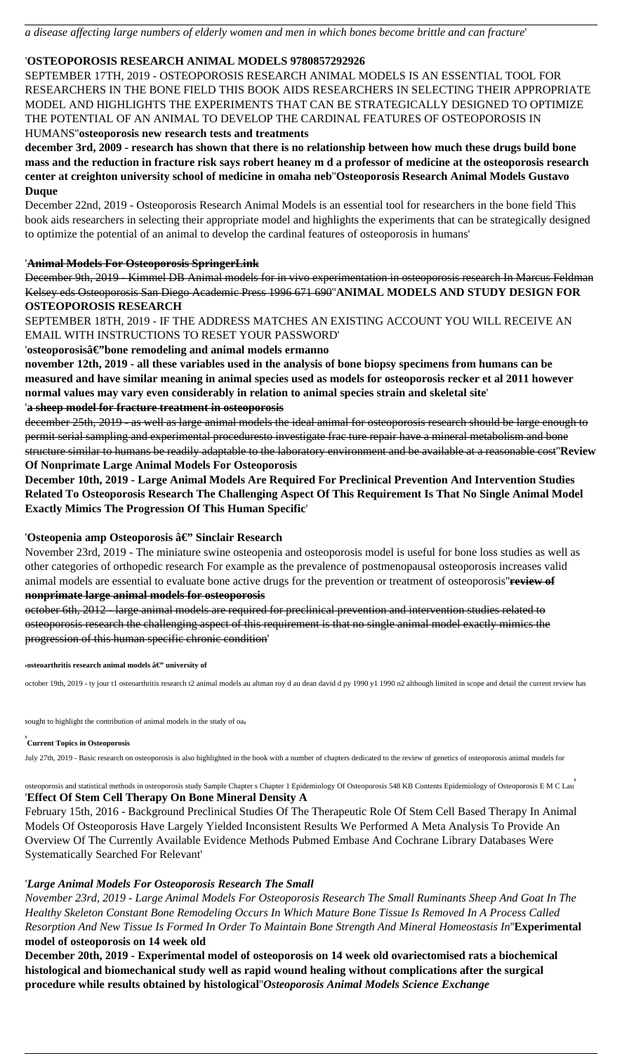*a disease affecting large numbers of elderly women and men in which bones become brittle and can fracture*'

'**OSTEOPOROSIS RESEARCH ANIMAL MODELS 9780857292926**

SEPTEMBER 17TH, 2019 - OSTEOPOROSIS RESEARCH ANIMAL MODELS IS AN ESSENTIAL TOOL FOR RESEARCHERS IN THE BONE FIELD THIS BOOK AIDS RESEARCHERS IN SELECTING THEIR APPROPRIATE MODEL AND HIGHLIGHTS THE EXPERIMENTS THAT CAN BE STRATEGICALLY DESIGNED TO OPTIMIZE THE POTENTIAL OF AN ANIMAL TO DEVELOP THE CARDINAL FEATURES OF OSTEOPOROSIS IN HUMANS''**osteoporosis new research tests and treatments**

**december 3rd, 2009 - research has shown that there is no relationship between how much these drugs build bone mass and the reduction in fracture risk says robert heaney m d a professor of medicine at the osteoporosis research center at creighton university school of medicine in omaha neb**''**Osteoporosis Research Animal Models Gustavo Duque**

December 22nd, 2019 - Osteoporosis Research Animal Models is an essential tool for researchers in the bone field This book aids researchers in selecting their appropriate model and highlights the experiments that can be strategically designed to optimize the potential of an animal to develop the cardinal features of osteoporosis in humans'

'**Animal Models For Osteoporosis SpringerLink**

December 9th, 2019 - Kimmel DB Animal models for in vivo experimentation in osteoporosis research In Marcus Feldman Kelsey eds Osteoporosis San Diego Academic Press 1996 671 690''**ANIMAL MODELS AND STUDY DESIGN FOR OSTEOPOROSIS RESEARCH**

SEPTEMBER 18TH, 2019 - IF THE ADDRESS MATCHES AN EXISTING ACCOUNT YOU WILL RECEIVE AN EMAIL WITH INSTRUCTIONS TO RESET YOUR PASSWORD'

'**osteoporosisâ€"bone remodeling and animal models ermanno**

**november 12th, 2019 - all these variables used in the analysis of bone biopsy specimens from humans can be measured and have similar meaning in animal species used as models for osteoporosis recker et al 2011 however normal values may vary even considerably in relation to animal species strain and skeletal site**'

'**a sheep model for fracture treatment in osteoporosis**

december 25th, 2019 - as well as large animal models the ideal animal for osteoporosis research should be large enough to permit serial sampling and experimental proceduresto investigate frac ture repair have a mineral metabolism and bone structure similar to humans be readily adaptable to the laboratory environment and be available at a reasonable cost''**Review Of Nonprimate Large Animal Models For Osteoporosis**

**December 10th, 2019 - Large Animal Models Are Required For Preclinical Prevention And Intervention Studies Related To Osteoporosis Research The Challenging Aspect Of This Requirement Is That No Single Animal Model Exactly Mimics The Progression Of This Human Specific**'

'**Osteopenia amp Osteoporosis â€" Sinclair Research**

November 23rd, 2019 - The miniature swine osteopenia and osteoporosis model is useful for bone loss studies as well as other categories of orthopedic research For example as the prevalence of postmenopausal osteoporosis increases valid animal models are essential to evaluate bone active drugs for the prevention or treatment of osteoporosis''**review of nonprimate large animal models for osteoporosis**

october 6th, 2012 - large animal models are required for preclinical prevention and intervention studies related to osteoporosis research the challenging aspect of this requirement is that no single animal model exactly mimics the progression of this human specific chronic condition'

'**osteoarthritis research animal models â€" university of**

october 19th, 2019 - ty jour t1 osteoarthritis research t2 animal models au altman roy d au dean david d py 1990 y1 1990 n2 although limited in scope and detail the current review has sought to highlight the contribution of animal models in the study of oa'

'**Current Topics in Osteoporosis**

July 27th, 2019 - Basic research on osteoporosis is also highlighted in the book with a number of chapters dedicated to the review of genetics of osteoporosis animal models for osteoporosis and statistical methods in osteoporosis study Sample Chapter s Chapter 1 Epidemiology Of Osteoporosis 548 KB Contents Epidemiology of Osteoporosis E M C Lau'

'**Effect Of Stem Cell Therapy On Bone Mineral Density A**

February 15th, 2016 - Background Preclinical Studies Of The Therapeutic Role Of Stem Cell Based Therapy In Animal Models Of Osteoporosis Have Largely Yielded Inconsistent Results We Performed A Meta Analysis To Provide An Overview Of The Currently Available Evidence Methods Pubmed Embase And Cochrane Library Databases Were Systematically Searched For Relevant'

'*Large Animal Models For Osteoporosis Research The Small*

*November 23rd, 2019 - Large Animal Models For Osteoporosis Research The Small Ruminants Sheep And Goat In The Healthy Skeleton Constant Bone Remodeling Occurs In Which Mature Bone Tissue Is Removed In A Process Called Resorption And New Tissue Is Formed In Order To Maintain Bone Strength And Mineral Homeostasis In*''**Experimental model of osteoporosis on 14 week old**

**December 20th, 2019 - Experimental model of osteoporosis on 14 week old ovariectomised rats a biochemical histological and biomechanical study well as rapid wound healing without complications after the surgical procedure while results obtained by histological**''*Osteoporosis Animal Models Science Exchange*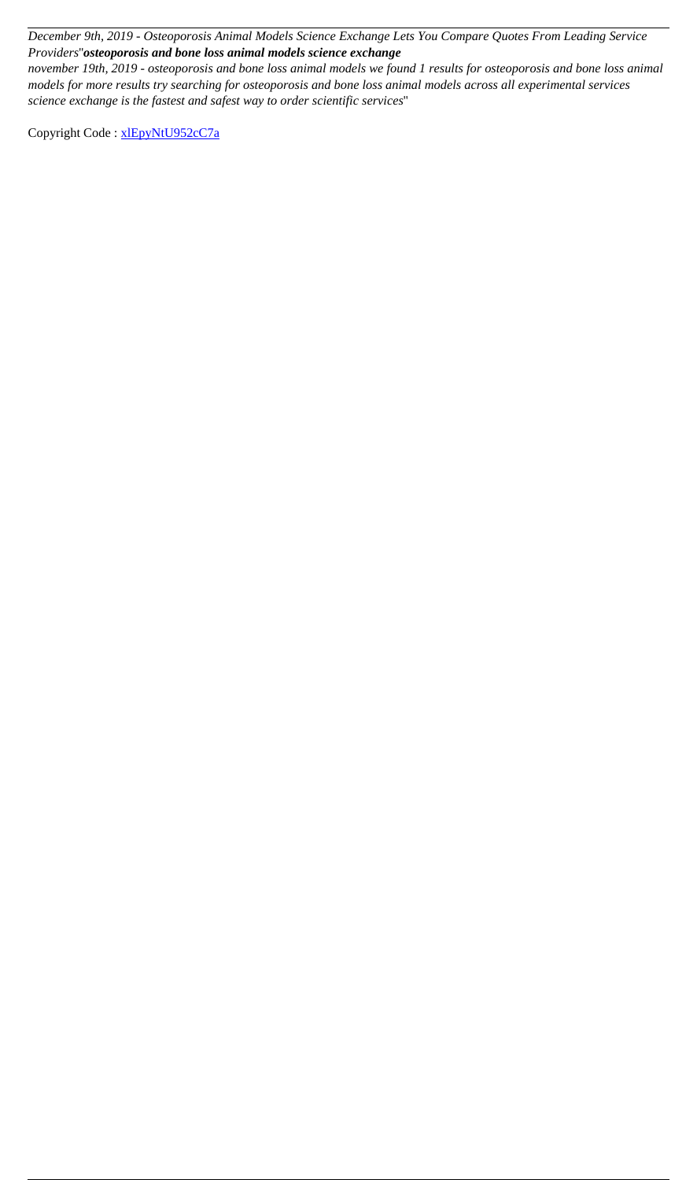*December 9th, 2019 - Osteoporosis Animal Models Science Exchange Lets You Compare Quotes From Leading Service Providers*''***osteoporosis and bone loss animal models science exchange***

*november 19th, 2019 - osteoporosis and bone loss animal models we found 1 results for osteoporosis and bone loss animal models for more results try searching for osteoporosis and bone loss animal models across all experimental services science exchange is the fastest and safest way to order scientific services*''

Copyright Code : xlEpyNtU952cC7a